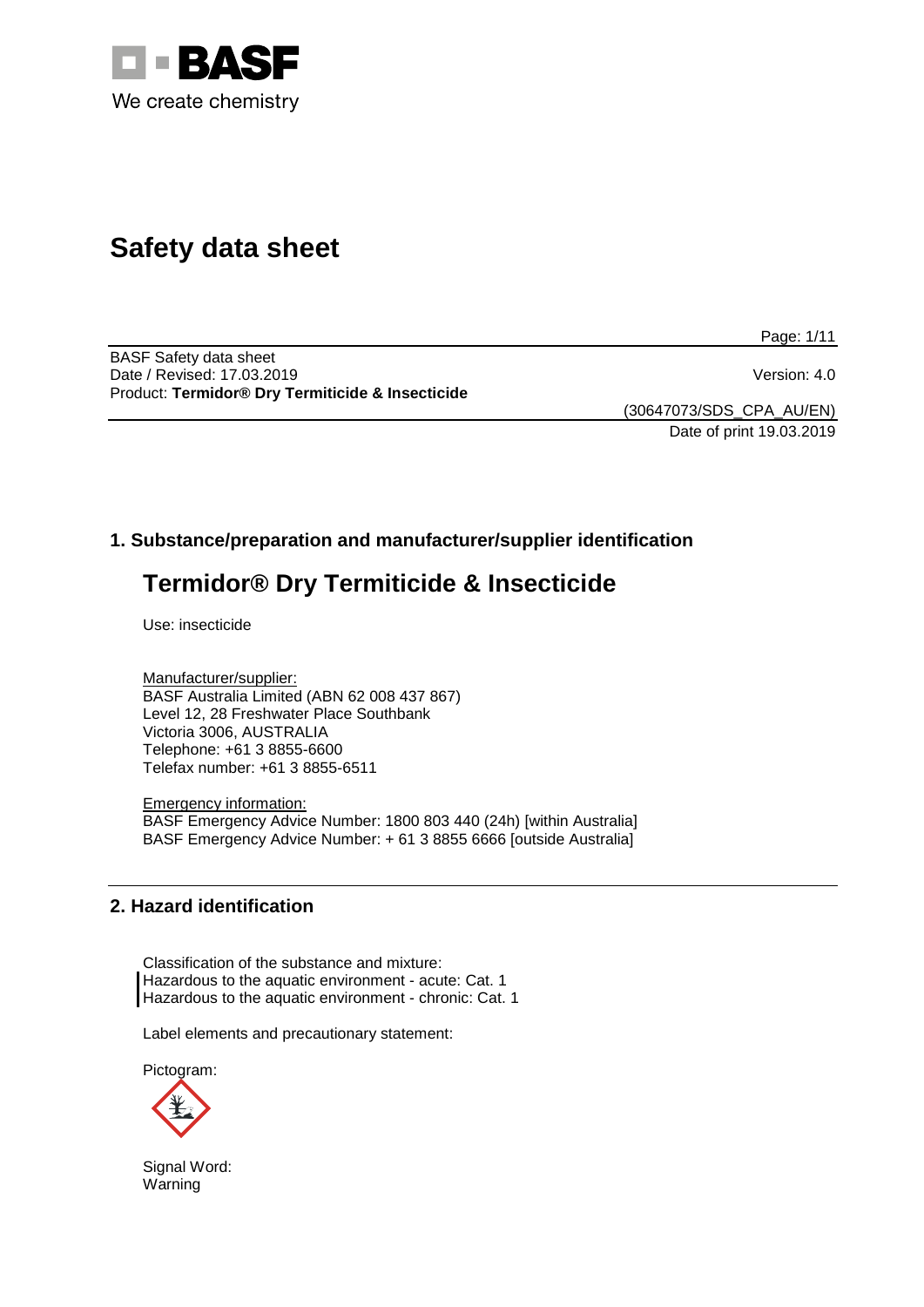# Safety data sheet

BASF Safety data sheet
Date / Revised: 17.03.2019
Version: 4.0
Product: **Termidor® Dry Termiticide & Insecticide**

(30647073/SDS_CPA_AU/EN)
Date of print 19.03.2019

## 1. Substance/preparation and manufacturer/supplier identification

# Termidor® Dry Termiticide & Insecticide

Use: insecticide

Manufacturer/supplier:
BASF Australia Limited (ABN 62 008 437 867)
Level 12, 28 Freshwater Place Southbank
Victoria 3006, AUSTRALIA
Telephone: +61 3 8855-6600
Telefax number: +61 3 8855-6511

Emergency information:
BASF Emergency Advice Number: 1800 803 440 (24h) [within Australia]
BASF Emergency Advice Number: + 61 3 8855 6666 [outside Australia]

## 2. Hazard identification

Classification of the substance and mixture:
Hazardous to the aquatic environment - acute: Cat. 1
Hazardous to the aquatic environment - chronic: Cat. 1

Label elements and precautionary statement:

Pictogram:

Signal Word:
Warning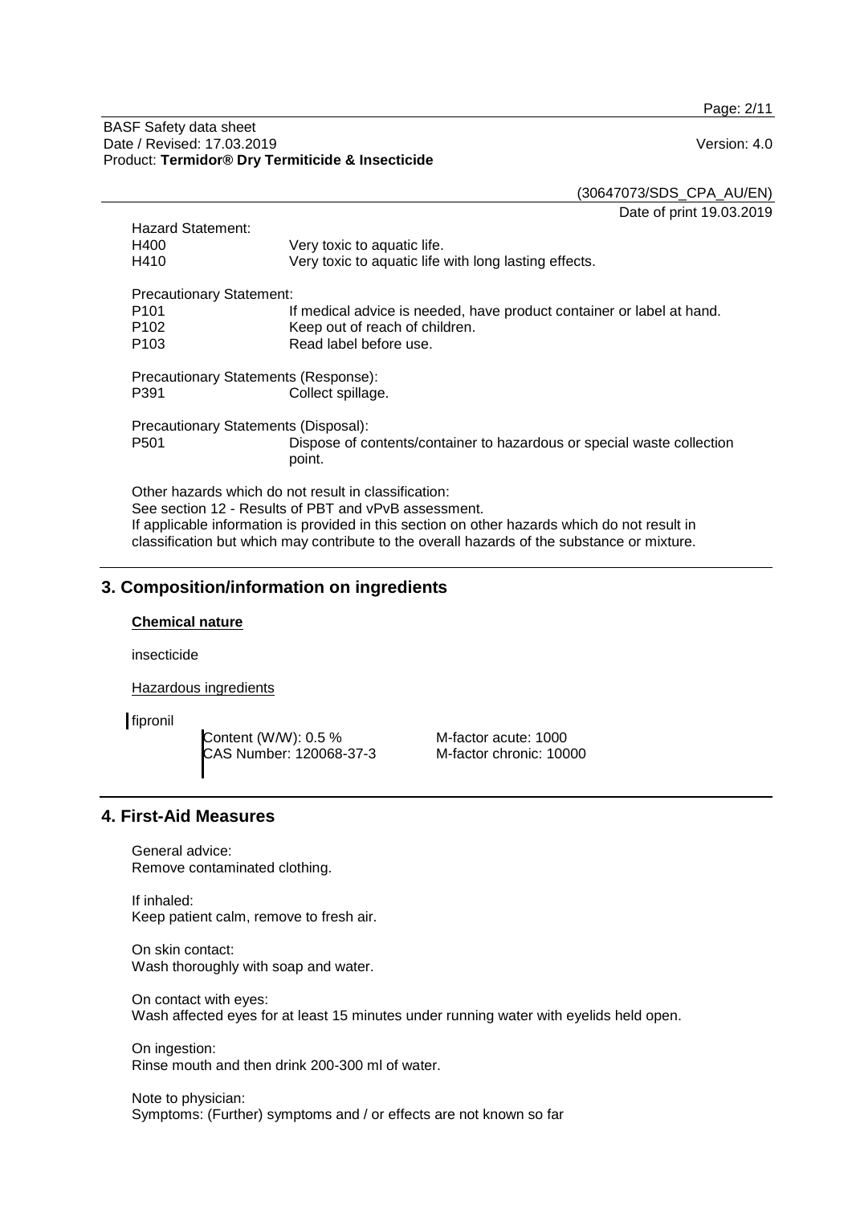Hazard Statement:

| | |
|---|---|
| H400 | Very toxic to aquatic life. |
| H410 | Very toxic to aquatic life with long lasting effects. |

Precautionary Statement:

| | |
|---|---|
| P101 | If medical advice is needed, have product container or label at hand. |
| P102 | Keep out of reach of children. |
| P103 | Read label before use. |

Precautionary Statements (Response):

| | |
|---|---|
| P391 | Collect spillage. |

Precautionary Statements (Disposal):

| | |
|---|---|
| P501 | Dispose of contents/container to hazardous or special waste collection point. |

Other hazards which do not result in classification:
See section 12 - Results of PBT and vPvB assessment.
If applicable information is provided in this section on other hazards which do not result in classification but which may contribute to the overall hazards of the substance or mixture.

## 3. Composition/information on ingredients

**Chemical nature**

insecticide

Hazardous ingredients

fipronil

Content (W/W): 0.5 %
CAS Number: 120068-37-3
M-factor acute: 1000
M-factor chronic: 10000

## 4. First-Aid Measures

General advice:
Remove contaminated clothing.

If inhaled:
Keep patient calm, remove to fresh air.

On skin contact:
Wash thoroughly with soap and water.

On contact with eyes:
Wash affected eyes for at least 15 minutes under running water with eyelids held open.

On ingestion:
Rinse mouth and then drink 200-300 ml of water.

Note to physician:
Symptoms: (Further) symptoms and / or effects are not known so far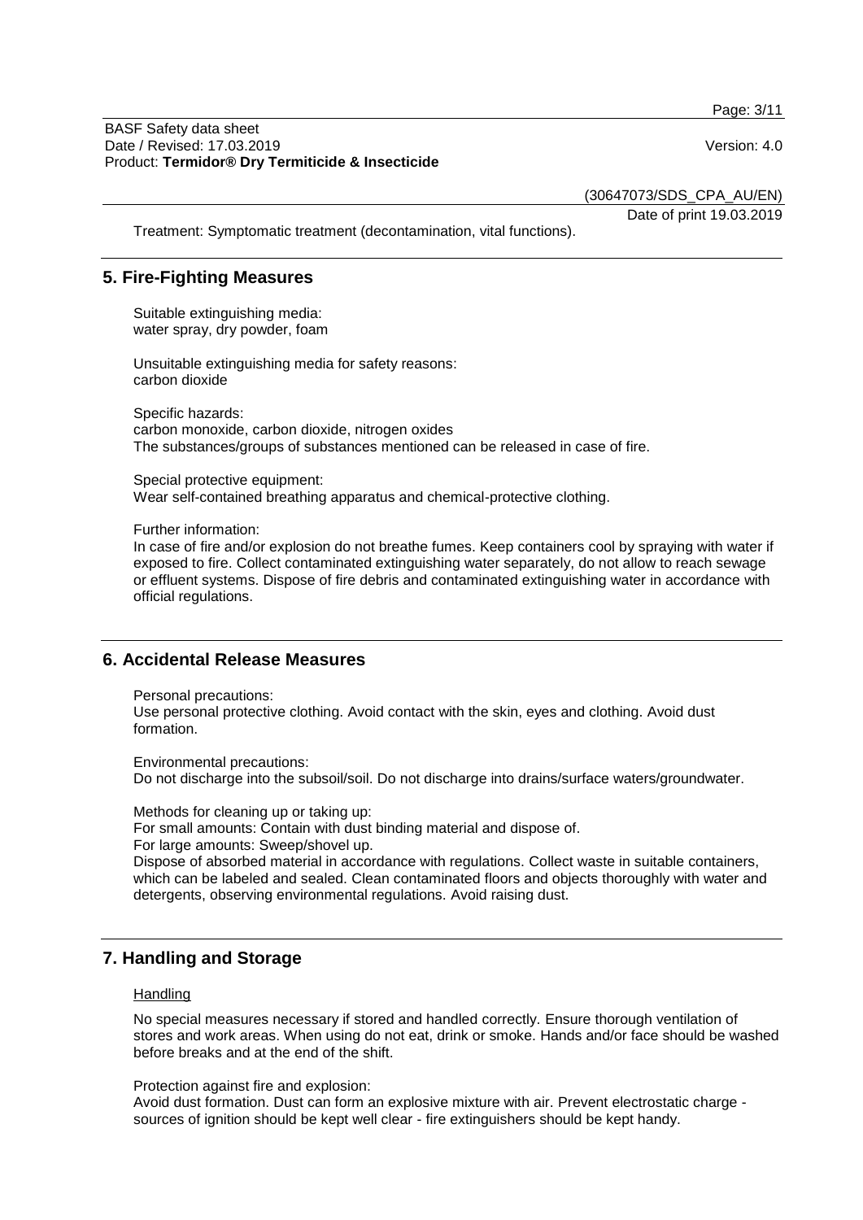Treatment: Symptomatic treatment (decontamination, vital functions).

## 5. Fire-Fighting Measures

Suitable extinguishing media:
water spray, dry powder, foam

Unsuitable extinguishing media for safety reasons:
carbon dioxide

Specific hazards:
carbon monoxide, carbon dioxide, nitrogen oxides
The substances/groups of substances mentioned can be released in case of fire.

Special protective equipment:
Wear self-contained breathing apparatus and chemical-protective clothing.

Further information:
In case of fire and/or explosion do not breathe fumes. Keep containers cool by spraying with water if exposed to fire. Collect contaminated extinguishing water separately, do not allow to reach sewage or effluent systems. Dispose of fire debris and contaminated extinguishing water in accordance with official regulations.

## 6. Accidental Release Measures

Personal precautions:
Use personal protective clothing. Avoid contact with the skin, eyes and clothing. Avoid dust formation.

Environmental precautions:
Do not discharge into the subsoil/soil. Do not discharge into drains/surface waters/groundwater.

Methods for cleaning up or taking up:
For small amounts: Contain with dust binding material and dispose of.
For large amounts: Sweep/shovel up.
Dispose of absorbed material in accordance with regulations. Collect waste in suitable containers, which can be labeled and sealed. Clean contaminated floors and objects thoroughly with water and detergents, observing environmental regulations. Avoid raising dust.

## 7. Handling and Storage

Handling

No special measures necessary if stored and handled correctly. Ensure thorough ventilation of stores and work areas. When using do not eat, drink or smoke. Hands and/or face should be washed before breaks and at the end of the shift.

Protection against fire and explosion:
Avoid dust formation. Dust can form an explosive mixture with air. Prevent electrostatic charge - sources of ignition should be kept well clear - fire extinguishers should be kept handy.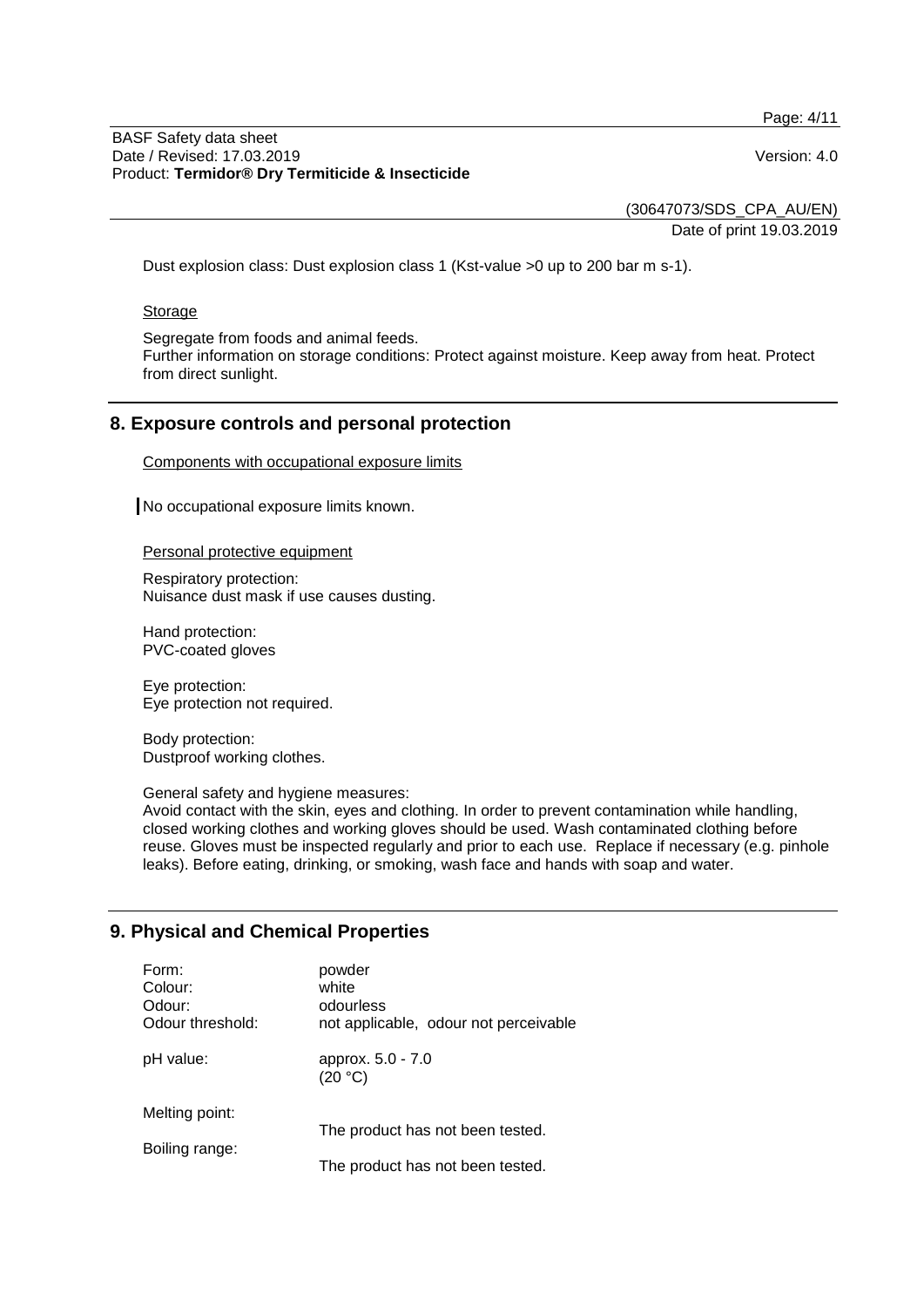Dust explosion class: Dust explosion class 1 (Kst-value >0 up to 200 bar m s-1).

Storage

Segregate from foods and animal feeds.
Further information on storage conditions: Protect against moisture. Keep away from heat. Protect from direct sunlight.

## 8. Exposure controls and personal protection

Components with occupational exposure limits

No occupational exposure limits known.

Personal protective equipment

Respiratory protection:
Nuisance dust mask if use causes dusting.

Hand protection:
PVC-coated gloves

Eye protection:
Eye protection not required.

Body protection:
Dustproof working clothes.

General safety and hygiene measures:
Avoid contact with the skin, eyes and clothing. In order to prevent contamination while handling, closed working clothes and working gloves should be used. Wash contaminated clothing before reuse. Gloves must be inspected regularly and prior to each use. Replace if necessary (e.g. pinhole leaks). Before eating, drinking, or smoking, wash face and hands with soap and water.

## 9. Physical and Chemical Properties

| | |
|---|---|
| Form: | powder |
| Colour: | white |
| Odour: | odourless |
| Odour threshold: | not applicable, odour not perceivable |
| pH value: | approx. 5.0 - 7.0 (20 °C) |
| Melting point: | The product has not been tested. |
| Boiling range: | The product has not been tested. |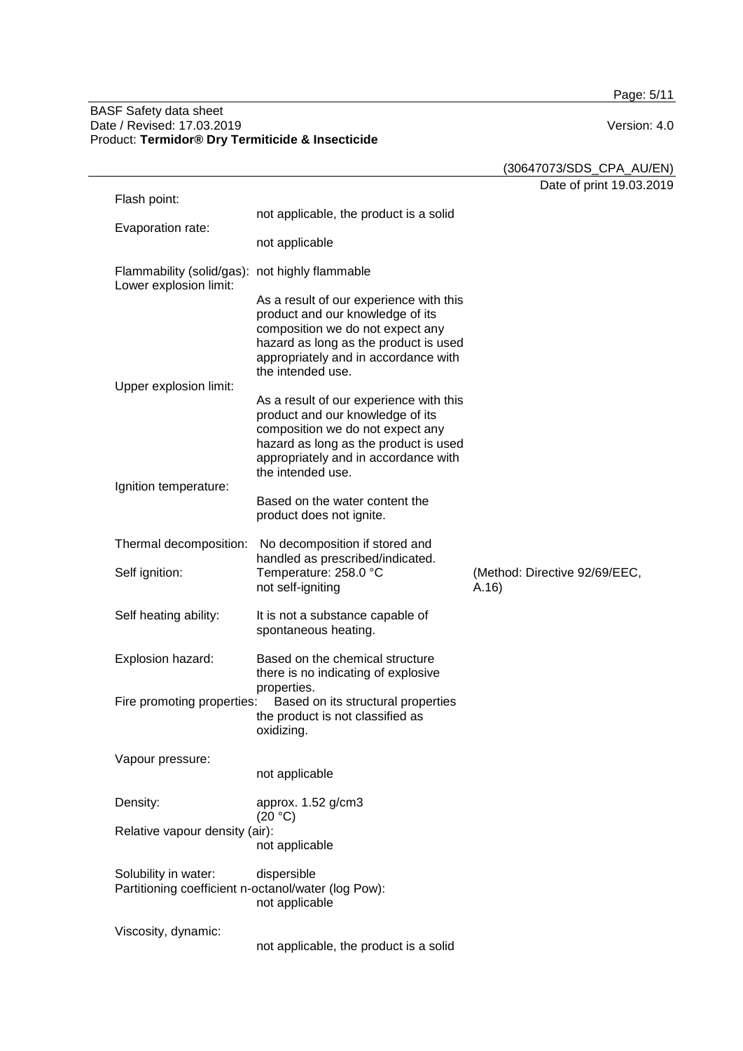Flash point:
not applicable, the product is a solid

Evaporation rate:
not applicable

Flammability (solid/gas): not highly flammable

Lower explosion limit:
As a result of our experience with this product and our knowledge of its composition we do not expect any hazard as long as the product is used appropriately and in accordance with the intended use.

Upper explosion limit:
As a result of our experience with this product and our knowledge of its composition we do not expect any hazard as long as the product is used appropriately and in accordance with the intended use.

Ignition temperature:
Based on the water content the product does not ignite.

Thermal decomposition: No decomposition if stored and handled as prescribed/indicated.

Self ignition: Temperature: 258.0 °C (Method: Directive 92/69/EEC, A.16)
not self-igniting

Self heating ability: It is not a substance capable of spontaneous heating.

Explosion hazard: Based on the chemical structure there is no indicating of explosive properties.

Fire promoting properties: Based on its structural properties the product is not classified as oxidizing.

Vapour pressure:
not applicable

Density: approx. 1.52 g/cm3
(20 °C)

Relative vapour density (air):
not applicable

Solubility in water: dispersible

Partitioning coefficient n-octanol/water (log Pow):
not applicable

Viscosity, dynamic:
not applicable, the product is a solid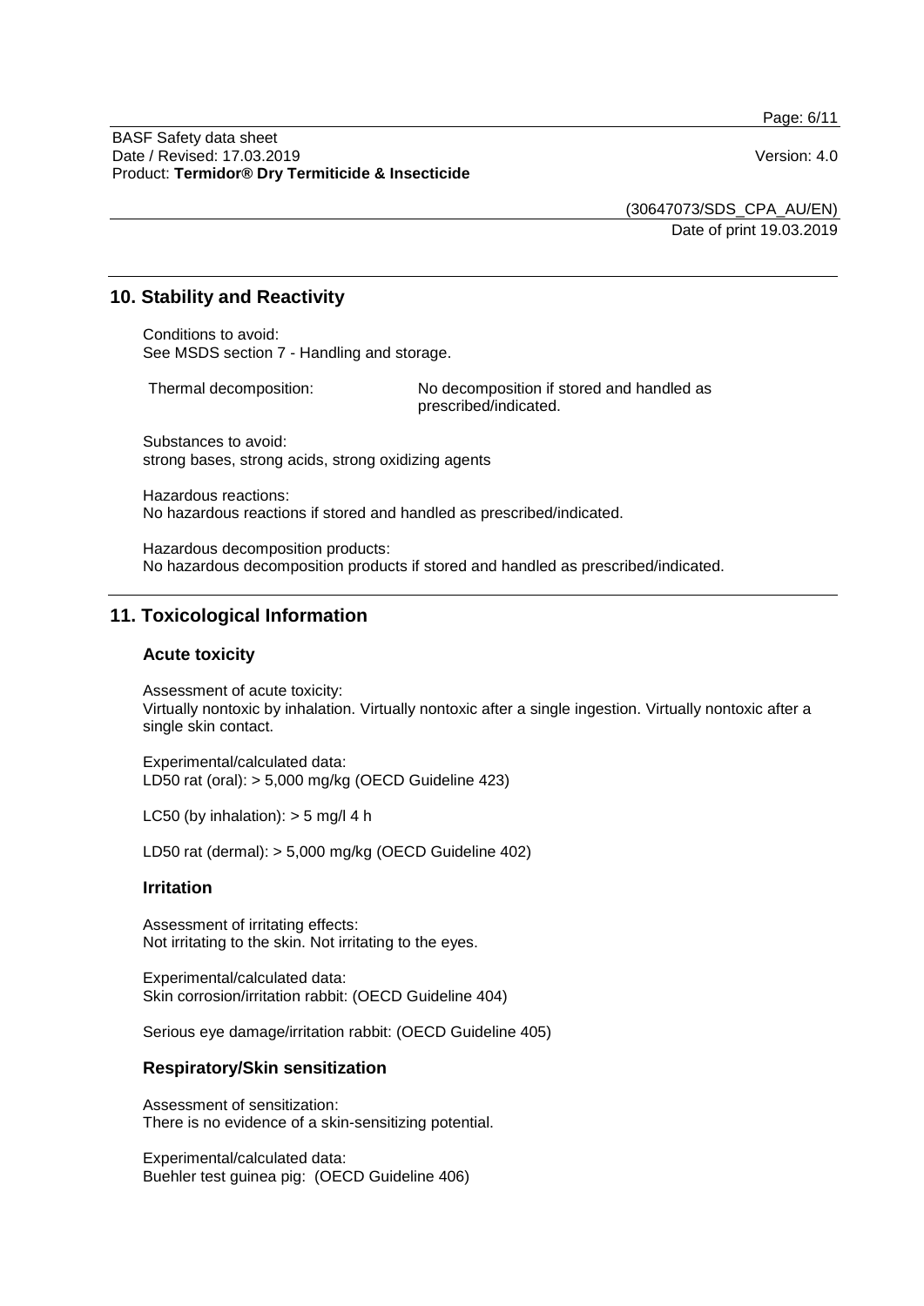## 10. Stability and Reactivity

Conditions to avoid:
See MSDS section 7 - Handling and storage.

Thermal decomposition: No decomposition if stored and handled as prescribed/indicated.

Substances to avoid:
strong bases, strong acids, strong oxidizing agents

Hazardous reactions:
No hazardous reactions if stored and handled as prescribed/indicated.

Hazardous decomposition products:
No hazardous decomposition products if stored and handled as prescribed/indicated.

## 11. Toxicological Information

### Acute toxicity

Assessment of acute toxicity:
Virtually nontoxic by inhalation. Virtually nontoxic after a single ingestion. Virtually nontoxic after a single skin contact.

Experimental/calculated data:
LD50 rat (oral): > 5,000 mg/kg (OECD Guideline 423)

LC50 (by inhalation): > 5 mg/l 4 h

LD50 rat (dermal): > 5,000 mg/kg (OECD Guideline 402)

### Irritation

Assessment of irritating effects:
Not irritating to the skin. Not irritating to the eyes.

Experimental/calculated data:
Skin corrosion/irritation rabbit: (OECD Guideline 404)

Serious eye damage/irritation rabbit: (OECD Guideline 405)

### Respiratory/Skin sensitization

Assessment of sensitization:
There is no evidence of a skin-sensitizing potential.

Experimental/calculated data:
Buehler test guinea pig: (OECD Guideline 406)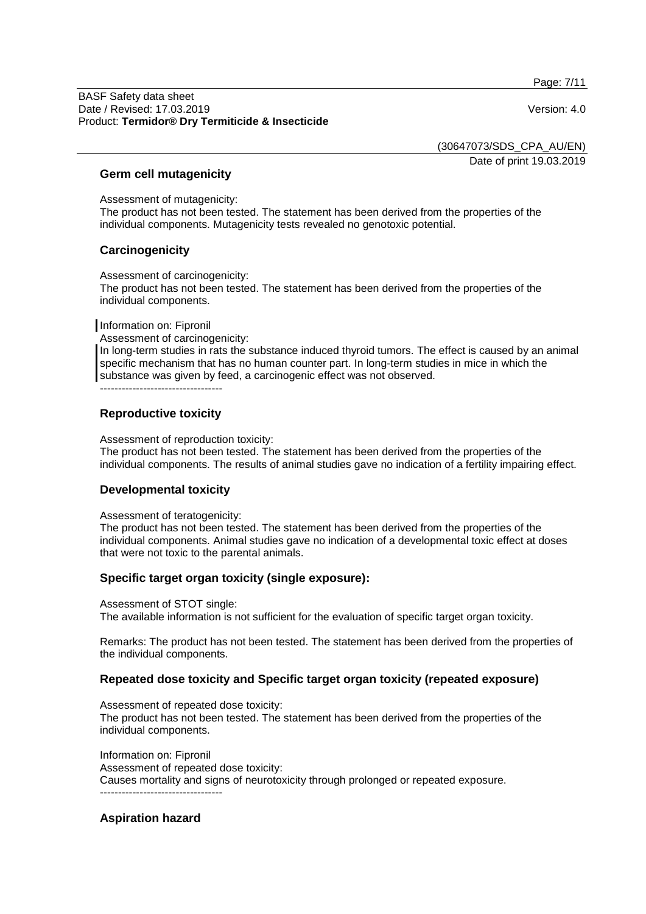### Germ cell mutagenicity

Assessment of mutagenicity:
The product has not been tested. The statement has been derived from the properties of the individual components. Mutagenicity tests revealed no genotoxic potential.

### Carcinogenicity

Assessment of carcinogenicity:
The product has not been tested. The statement has been derived from the properties of the individual components.

Information on: Fipronil
Assessment of carcinogenicity:
In long-term studies in rats the substance induced thyroid tumors. The effect is caused by an animal specific mechanism that has no human counter part. In long-term studies in mice in which the substance was given by feed, a carcinogenic effect was not observed.
----------------------------------

### Reproductive toxicity

Assessment of reproduction toxicity:
The product has not been tested. The statement has been derived from the properties of the individual components. The results of animal studies gave no indication of a fertility impairing effect.

### Developmental toxicity

Assessment of teratogenicity:
The product has not been tested. The statement has been derived from the properties of the individual components. Animal studies gave no indication of a developmental toxic effect at doses that were not toxic to the parental animals.

### Specific target organ toxicity (single exposure):

Assessment of STOT single:
The available information is not sufficient for the evaluation of specific target organ toxicity.

Remarks: The product has not been tested. The statement has been derived from the properties of the individual components.

### Repeated dose toxicity and Specific target organ toxicity (repeated exposure)

Assessment of repeated dose toxicity:
The product has not been tested. The statement has been derived from the properties of the individual components.

Information on: Fipronil
Assessment of repeated dose toxicity:
Causes mortality and signs of neurotoxicity through prolonged or repeated exposure.
----------------------------------

### Aspiration hazard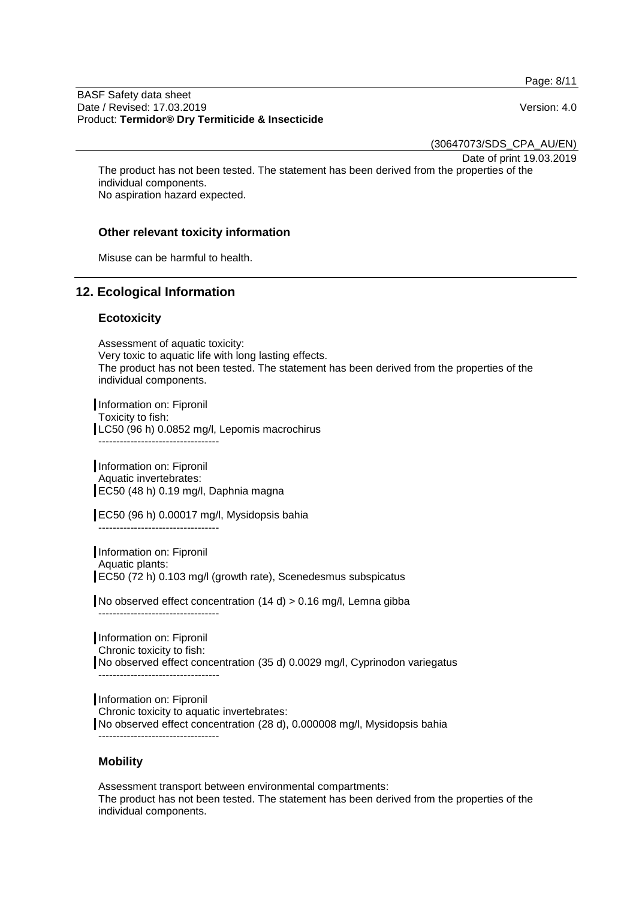The product has not been tested. The statement has been derived from the properties of the individual components.
No aspiration hazard expected.

### Other relevant toxicity information

Misuse can be harmful to health.

## 12. Ecological Information

### Ecotoxicity

Assessment of aquatic toxicity:
Very toxic to aquatic life with long lasting effects.
The product has not been tested. The statement has been derived from the properties of the individual components.

Information on: Fipronil
Toxicity to fish:
LC50 (96 h) 0.0852 mg/l, Lepomis macrochirus
----------------------------------

Information on: Fipronil
Aquatic invertebrates:
EC50 (48 h) 0.19 mg/l, Daphnia magna

EC50 (96 h) 0.00017 mg/l, Mysidopsis bahia
----------------------------------

Information on: Fipronil
Aquatic plants:
EC50 (72 h) 0.103 mg/l (growth rate), Scenedesmus subspicatus

No observed effect concentration (14 d) > 0.16 mg/l, Lemna gibba
----------------------------------

Information on: Fipronil
Chronic toxicity to fish:
No observed effect concentration (35 d) 0.0029 mg/l, Cyprinodon variegatus
----------------------------------

Information on: Fipronil
Chronic toxicity to aquatic invertebrates:
No observed effect concentration (28 d), 0.000008 mg/l, Mysidopsis bahia
----------------------------------

### Mobility

Assessment transport between environmental compartments:
The product has not been tested. The statement has been derived from the properties of the individual components.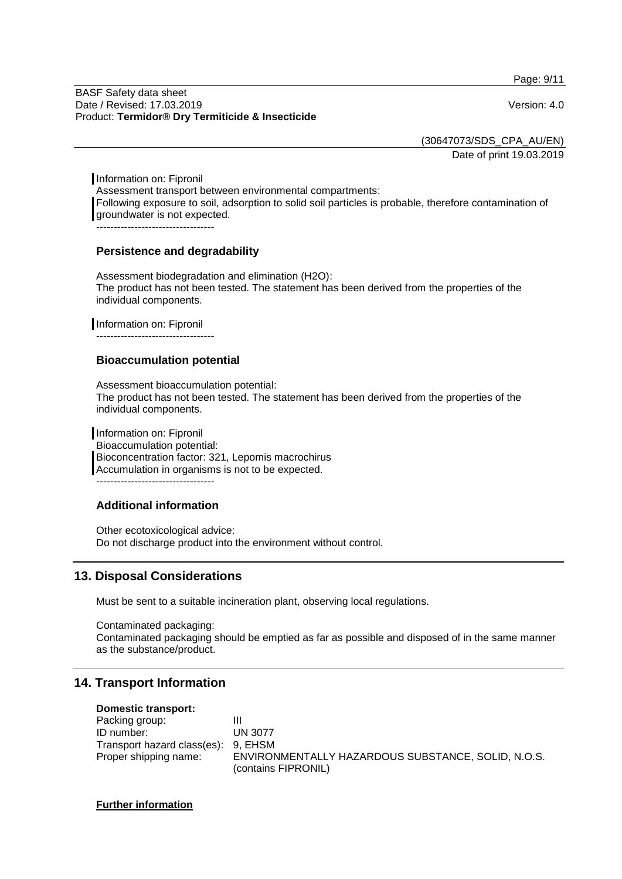Information on: Fipronil

Assessment transport between environmental compartments:

Following exposure to soil, adsorption to solid soil particles is probable, therefore contamination of groundwater is not expected.

----------------------------------

### Persistence and degradability

Assessment biodegradation and elimination (H2O):

The product has not been tested. The statement has been derived from the properties of the individual components.

Information on: Fipronil

----------------------------------

### Bioaccumulation potential

Assessment bioaccumulation potential:

The product has not been tested. The statement has been derived from the properties of the individual components.

Information on: Fipronil

Bioaccumulation potential:

Bioconcentration factor: 321, Lepomis macrochirus

Accumulation in organisms is not to be expected.

----------------------------------

### Additional information

Other ecotoxicological advice:

Do not discharge product into the environment without control.

## 13. Disposal Considerations

Must be sent to a suitable incineration plant, observing local regulations.

Contaminated packaging:

Contaminated packaging should be emptied as far as possible and disposed of in the same manner as the substance/product.

## 14. Transport Information

**Domestic transport:**

| | |
|---|---|
| Packing group: | III |
| ID number: | UN 3077 |
| Transport hazard class(es): | 9, EHSM |
| Proper shipping name: | ENVIRONMENTALLY HAZARDOUS SUBSTANCE, SOLID, N.O.S. (contains FIPRONIL) |

**Further information**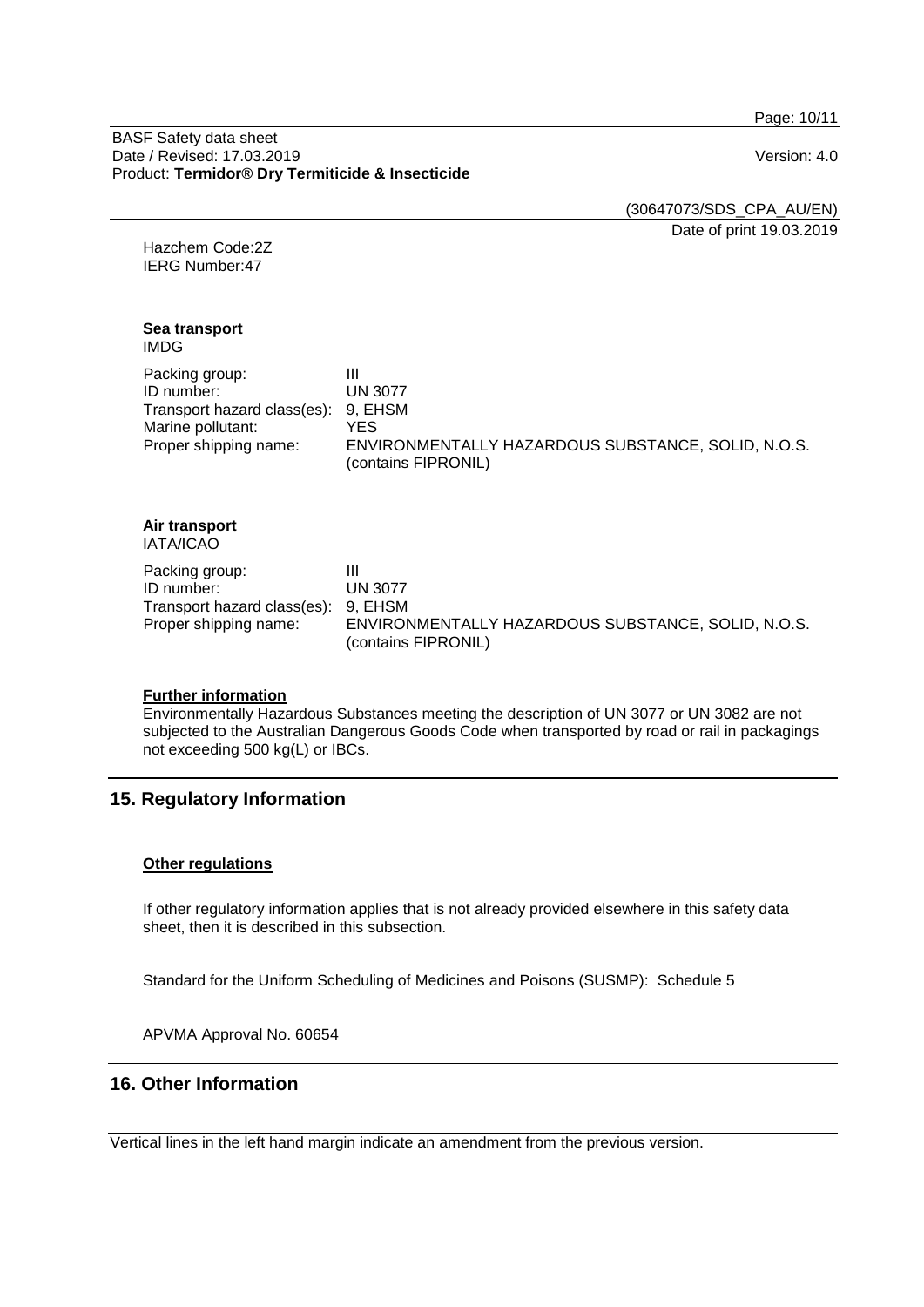Hazchem Code:2Z
IERG Number:47

**Sea transport**
IMDG

| | |
|---|---|
| Packing group: | III |
| ID number: | UN 3077 |
| Transport hazard class(es): | 9, EHSM |
| Marine pollutant: | YES |
| Proper shipping name: | ENVIRONMENTALLY HAZARDOUS SUBSTANCE, SOLID, N.O.S. (contains FIPRONIL) |

**Air transport**
IATA/ICAO

| | |
|---|---|
| Packing group: | III |
| ID number: | UN 3077 |
| Transport hazard class(es): | 9, EHSM |
| Proper shipping name: | ENVIRONMENTALLY HAZARDOUS SUBSTANCE, SOLID, N.O.S. (contains FIPRONIL) |

**Further information**

Environmentally Hazardous Substances meeting the description of UN 3077 or UN 3082 are not subjected to the Australian Dangerous Goods Code when transported by road or rail in packagings not exceeding 500 kg(L) or IBCs.

## 15. Regulatory Information

**Other regulations**

If other regulatory information applies that is not already provided elsewhere in this safety data sheet, then it is described in this subsection.

Standard for the Uniform Scheduling of Medicines and Poisons (SUSMP): Schedule 5

APVMA Approval No. 60654

## 16. Other Information

Vertical lines in the left hand margin indicate an amendment from the previous version.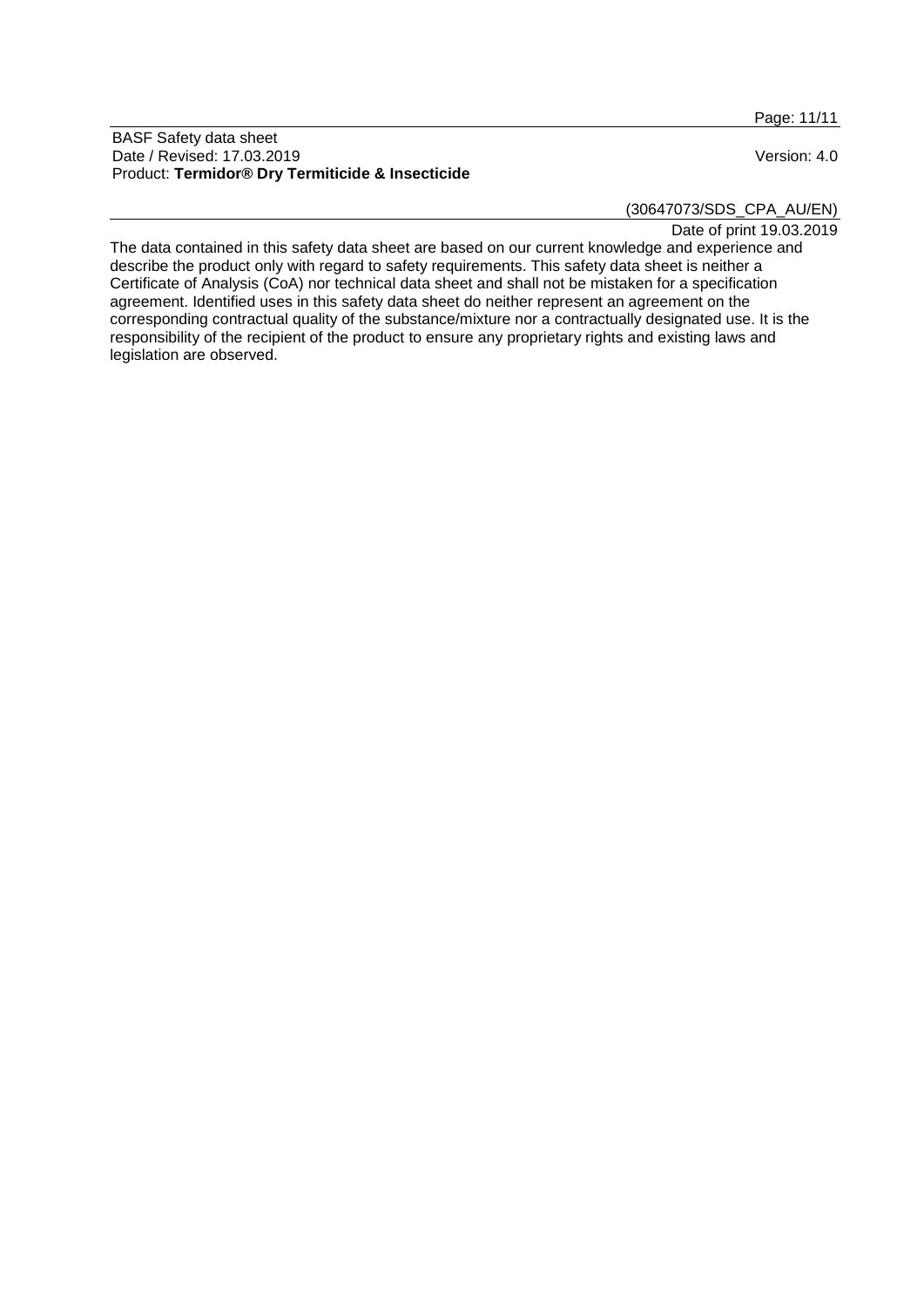The data contained in this safety data sheet are based on our current knowledge and experience and describe the product only with regard to safety requirements. This safety data sheet is neither a Certificate of Analysis (CoA) nor technical data sheet and shall not be mistaken for a specification agreement. Identified uses in this safety data sheet do neither represent an agreement on the corresponding contractual quality of the substance/mixture nor a contractually designated use. It is the responsibility of the recipient of the product to ensure any proprietary rights and existing laws and legislation are observed.